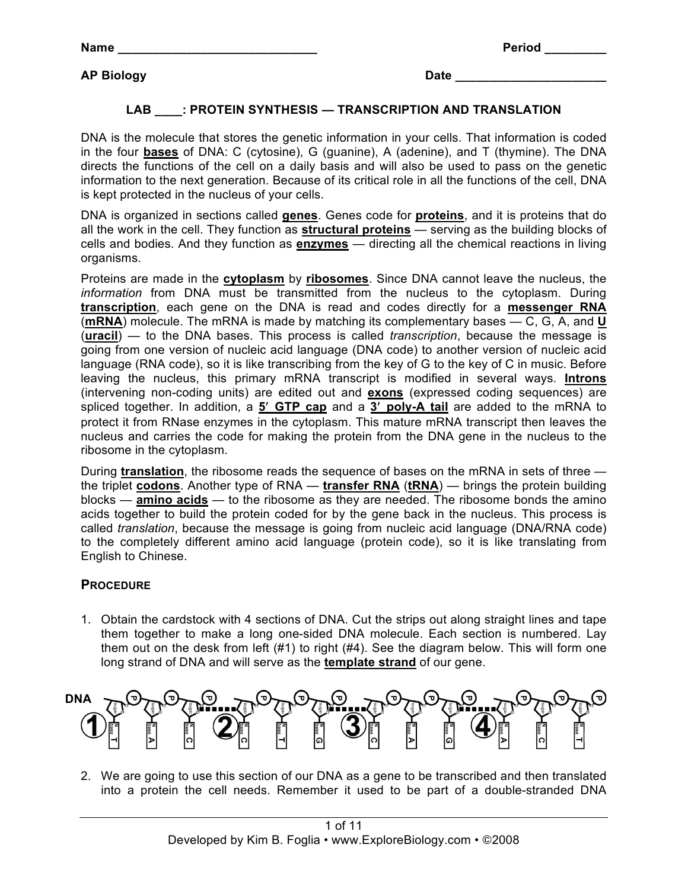Name ______________________________ Period _________

AP Biology Date ______________________

# LAB ____: PROTEIN SYNTHESIS — TRANSCRIPTION AND TRANSLATION

DNA is the molecule that stores the genetic information in your cells. That information is coded in the four **bases** of DNA: C (cytosine), G (guanine), A (adenine), and T (thymine). The DNA directs the functions of the cell on a daily basis and will also be used to pass on the genetic information to the next generation. Because of its critical role in all the functions of the cell, DNA is kept protected in the nucleus of your cells.

DNA is organized in sections called **genes**. Genes code for **proteins**, and it is proteins that do all the work in the cell. They function as **structural proteins** — serving as the building blocks of cells and bodies. And they function as **enzymes** — directing all the chemical reactions in living organisms.

Proteins are made in the **cytoplasm** by **ribosomes**. Since DNA cannot leave the nucleus, the *information* from DNA must be transmitted from the nucleus to the cytoplasm. During **transcription**, each gene on the DNA is read and codes directly for a **messenger RNA** (**mRNA**) molecule. The mRNA is made by matching its complementary bases — C, G, A, and **U** (**uracil**) — to the DNA bases. This process is called *transcription*, because the message is going from one version of nucleic acid language (DNA code) to another version of nucleic acid language (RNA code), so it is like transcribing from the key of G to the key of C in music. Before leaving the nucleus, this primary mRNA transcript is modified in several ways. **Introns** (intervening non-coding units) are edited out and **exons** (expressed coding sequences) are spliced together. In addition, a **5′ GTP cap** and a **3′ poly-A tail** are added to the mRNA to protect it from RNase enzymes in the cytoplasm. This mature mRNA transcript then leaves the nucleus and carries the code for making the protein from the DNA gene in the nucleus to the ribosome in the cytoplasm.

During **translation**, the ribosome reads the sequence of bases on the mRNA in sets of three — the triplet **codons**. Another type of RNA — **transfer RNA** (**tRNA**) — brings the protein building blocks — **amino acids** — to the ribosome as they are needed. The ribosome bonds the amino acids together to build the protein coded for by the gene back in the nucleus. This process is called *translation*, because the message is going from nucleic acid language (DNA/RNA code) to the completely different amino acid language (protein code), so it is like translating from English to Chinese.

## PROCEDURE

1. Obtain the cardstock with 4 sections of DNA. Cut the strips out along straight lines and tape them together to make a long one-sided DNA molecule. Each section is numbered. Lay them out on the desk from left (#1) to right (#4). See the diagram below. This will form one long strand of DNA and will serve as the **template strand** of our gene.

DNA

| Section | 1 | | | 2 | | | 3 | | | 4 | | |
|---|---|---|---|---|---|---|---|---|---|---|---|---|
| Base | T | A | C | C | T | G | C | A | G | A | C | T |

2. We are going to use this section of our DNA as a gene to be transcribed and then translated into a protein the cell needs. Remember it used to be part of a double-stranded DNA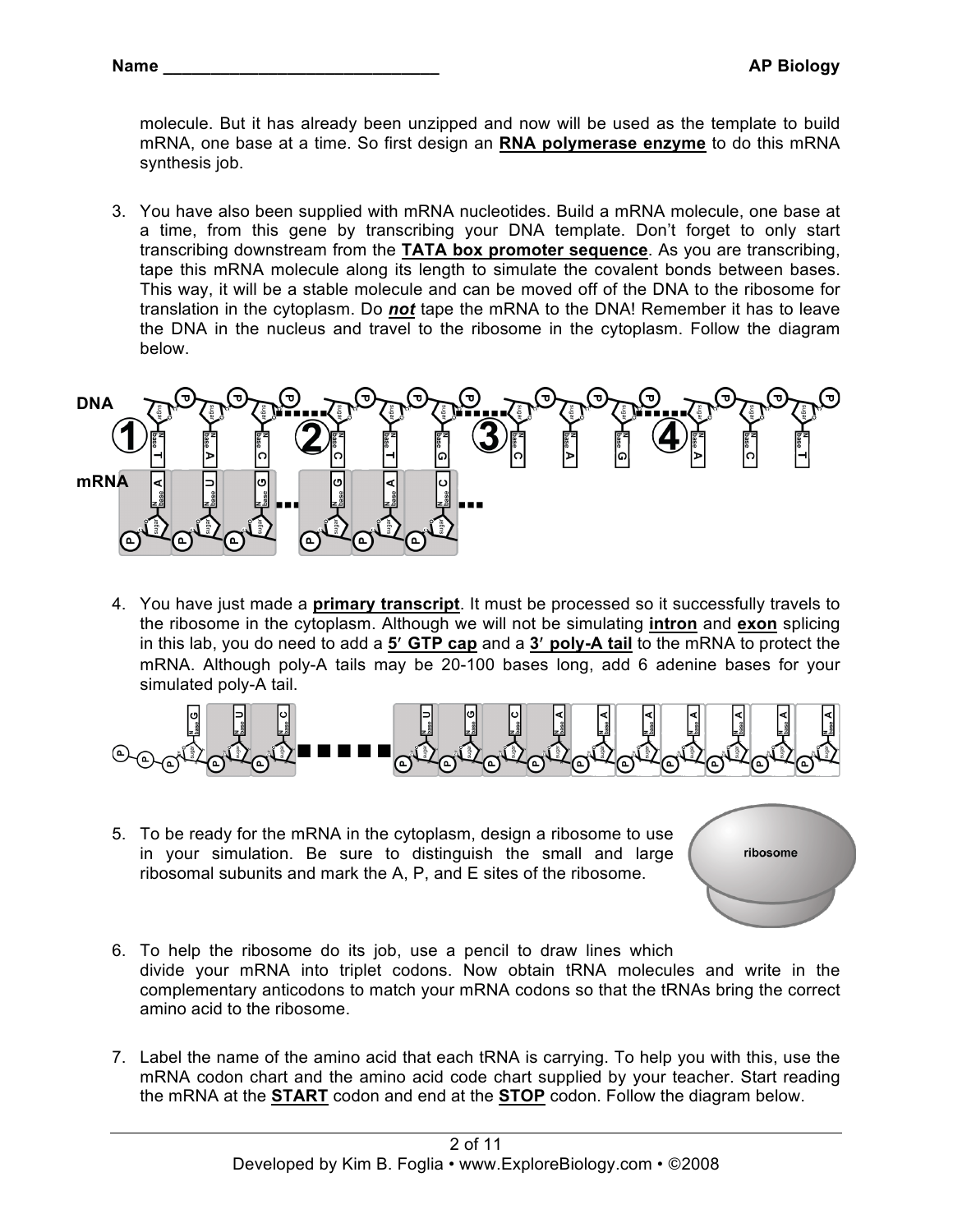molecule. But it has already been unzipped and now will be used as the template to build mRNA, one base at a time. So first design an **RNA polymerase enzyme** to do this mRNA synthesis job.

3. You have also been supplied with mRNA nucleotides. Build a mRNA molecule, one base at a time, from this gene by transcribing your DNA template. Don't forget to only start transcribing downstream from the **TATA box promoter sequence**. As you are transcribing, tape this mRNA molecule along its length to simulate the covalent bonds between bases. This way, it will be a stable molecule and can be moved off of the DNA to the ribosome for translation in the cytoplasm. Do ***not*** tape the mRNA to the DNA! Remember it has to leave the DNA in the nucleus and travel to the ribosome in the cytoplasm. Follow the diagram below.

4. You have just made a **primary transcript**. It must be processed so it successfully travels to the ribosome in the cytoplasm. Although we will not be simulating **intron** and **exon** splicing in this lab, you do need to add a **5′ GTP cap** and a **3′ poly-A tail** to the mRNA to protect the mRNA. Although poly-A tails may be 20-100 bases long, add 6 adenine bases for your simulated poly-A tail.

5. To be ready for the mRNA in the cytoplasm, design a ribosome to use in your simulation. Be sure to distinguish the small and large ribosomal subunits and mark the A, P, and E sites of the ribosome.

6. To help the ribosome do its job, use a pencil to draw lines which divide your mRNA into triplet codons. Now obtain tRNA molecules and write in the complementary anticodons to match your mRNA codons so that the tRNAs bring the correct amino acid to the ribosome.

7. Label the name of the amino acid that each tRNA is carrying. To help you with this, use the mRNA codon chart and the amino acid code chart supplied by your teacher. Start reading the mRNA at the **START** codon and end at the **STOP** codon. Follow the diagram below.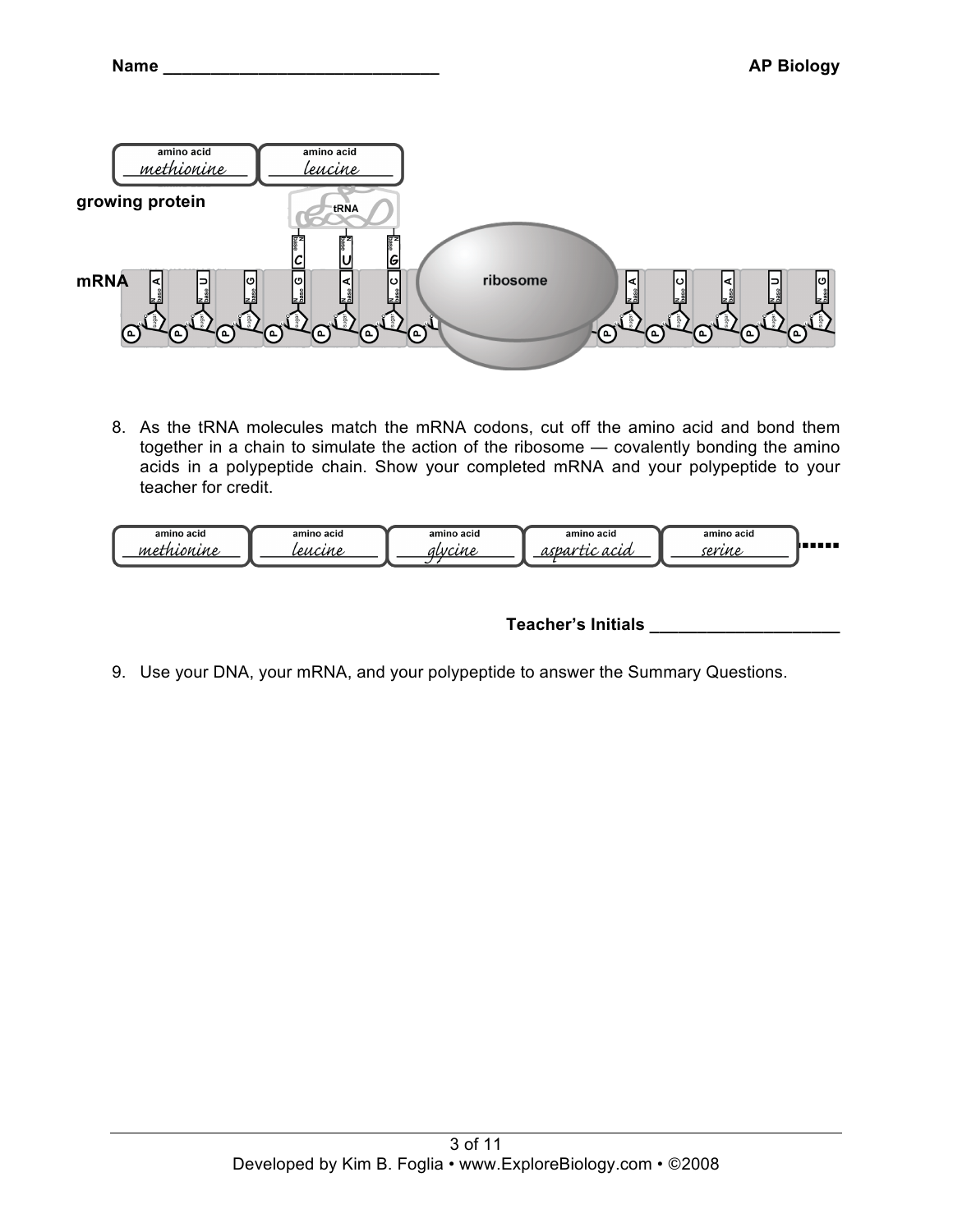Name ______________________________ **AP Biology**

| amino acid | amino acid |
|---|---|
| methionine | leucine |

**growing protein**

tRNA: C U G

**mRNA** A U G G A C ... ribosome ... A C A U G

8. As the tRNA molecules match the mRNA codons, cut off the amino acid and bond them together in a chain to simulate the action of the ribosome — covalently bonding the amino acids in a polypeptide chain. Show your completed mRNA and your polypeptide to your teacher for credit.

| amino acid | amino acid | amino acid | amino acid | amino acid |
|---|---|---|---|---|
| methionine | leucine | glycine | aspartic acid | serine |

**Teacher's Initials** ____________________

9. Use your DNA, your mRNA, and your polypeptide to answer the Summary Questions.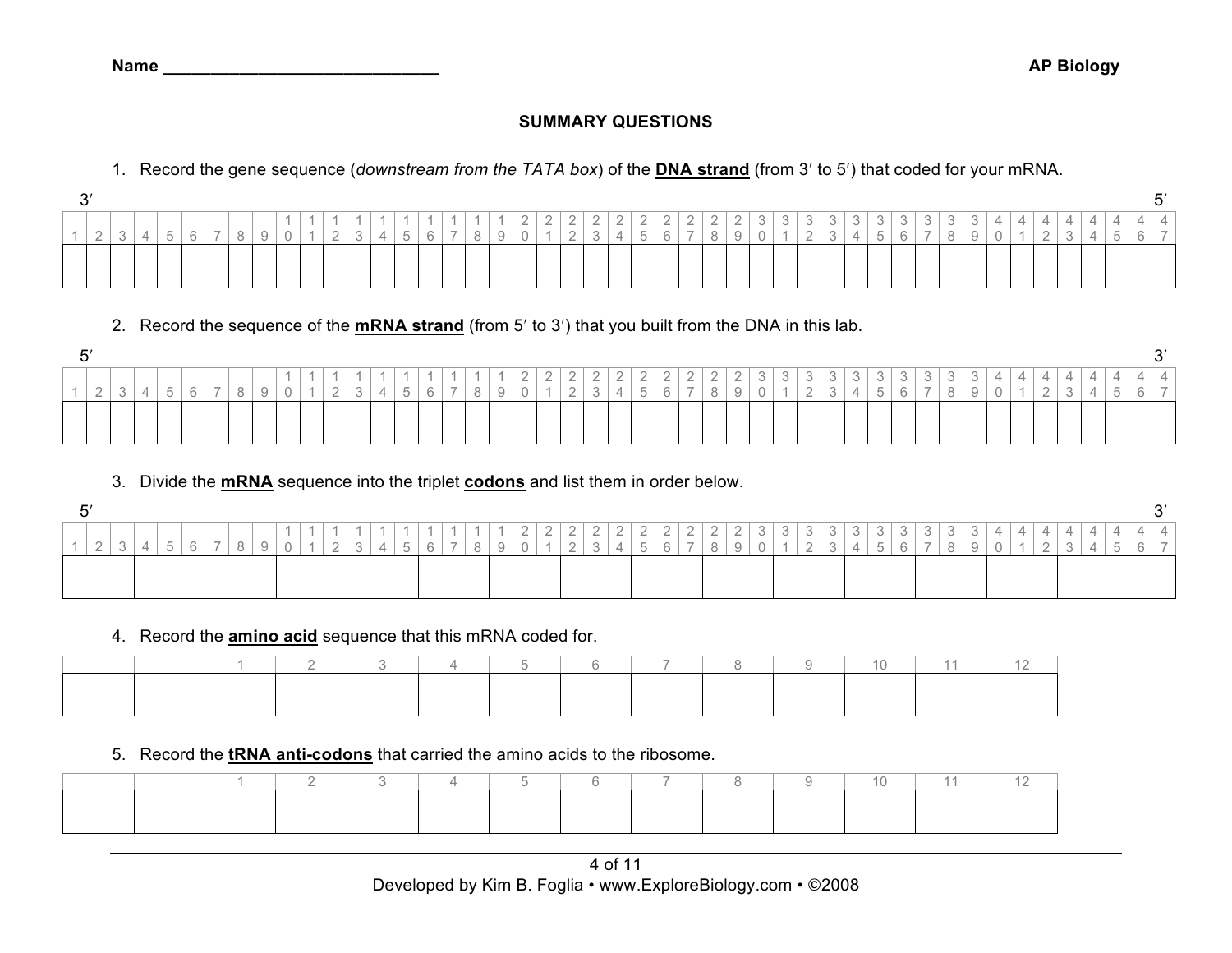**Name ______________________________** **AP Biology**

## SUMMARY QUESTIONS

1. Record the gene sequence (*downstream from the TATA box*) of the **DNA strand** (from 3′ to 5′) that coded for your mRNA.

3′ → 5′

| 1 | 2 | 3 | 4 | 5 | 6 | 7 | 8 | 9 | 10 | 11 | 12 | 13 | 14 | 15 | 16 | 17 | 18 | 19 | 20 | 21 | 22 | 23 | 24 | 25 | 26 | 27 | 28 | 29 | 30 | 31 | 32 | 33 | 34 | 35 | 36 | 37 | 38 | 39 | 40 | 41 | 42 | 43 | 44 | 45 | 46 | 47 |
|---|---|---|---|---|---|---|---|---|---|---|---|---|---|---|---|---|---|---|---|---|---|---|---|---|---|---|---|---|---|---|---|---|---|---|---|---|---|---|---|---|---|---|---|---|---|---|
| | | | | | | | | | | | | | | | | | | | | | | | | | | | | | | | | | | | | | | | | | | | | | | |

2. Record the sequence of the **mRNA strand** (from 5′ to 3′) that you built from the DNA in this lab.

5′ → 3′

| 1 | 2 | 3 | 4 | 5 | 6 | 7 | 8 | 9 | 10 | 11 | 12 | 13 | 14 | 15 | 16 | 17 | 18 | 19 | 20 | 21 | 22 | 23 | 24 | 25 | 26 | 27 | 28 | 29 | 30 | 31 | 32 | 33 | 34 | 35 | 36 | 37 | 38 | 39 | 40 | 41 | 42 | 43 | 44 | 45 | 46 | 47 |
|---|---|---|---|---|---|---|---|---|---|---|---|---|---|---|---|---|---|---|---|---|---|---|---|---|---|---|---|---|---|---|---|---|---|---|---|---|---|---|---|---|---|---|---|---|---|---|
| | | | | | | | | | | | | | | | | | | | | | | | | | | | | | | | | | | | | | | | | | | | | | | |

3. Divide the **mRNA** sequence into the triplet **codons** and list them in order below.

5′ → 3′

| 1 | 2 | 3 | 4 | 5 | 6 | 7 | 8 | 9 | 10 | 11 | 12 | 13 | 14 | 15 | 16 | 17 | 18 | 19 | 20 | 21 | 22 | 23 | 24 | 25 | 26 | 27 | 28 | 29 | 30 | 31 | 32 | 33 | 34 | 35 | 36 | 37 | 38 | 39 | 40 | 41 | 42 | 43 | 44 | 45 | 46 | 47 |
|---|---|---|---|---|---|---|---|---|---|---|---|---|---|---|---|---|---|---|---|---|---|---|---|---|---|---|---|---|---|---|---|---|---|---|---|---|---|---|---|---|---|---|---|---|---|---|
| | | | | | | | | | | | | | | | | | | | | | | | | | | | | | | | | | | | | | | | | | | | | | | |

4. Record the **amino acid** sequence that this mRNA coded for.

| | | 1 | 2 | 3 | 4 | 5 | 6 | 7 | 8 | 9 | 10 | 11 | 12 |
|---|---|---|---|---|---|---|---|---|---|---|---|---|---|
| | | | | | | | | | | | | | |

5. Record the **tRNA anti-codons** that carried the amino acids to the ribosome.

| | | 1 | 2 | 3 | 4 | 5 | 6 | 7 | 8 | 9 | 10 | 11 | 12 |
|---|---|---|---|---|---|---|---|---|---|---|---|---|---|
| | | | | | | | | | | | | | |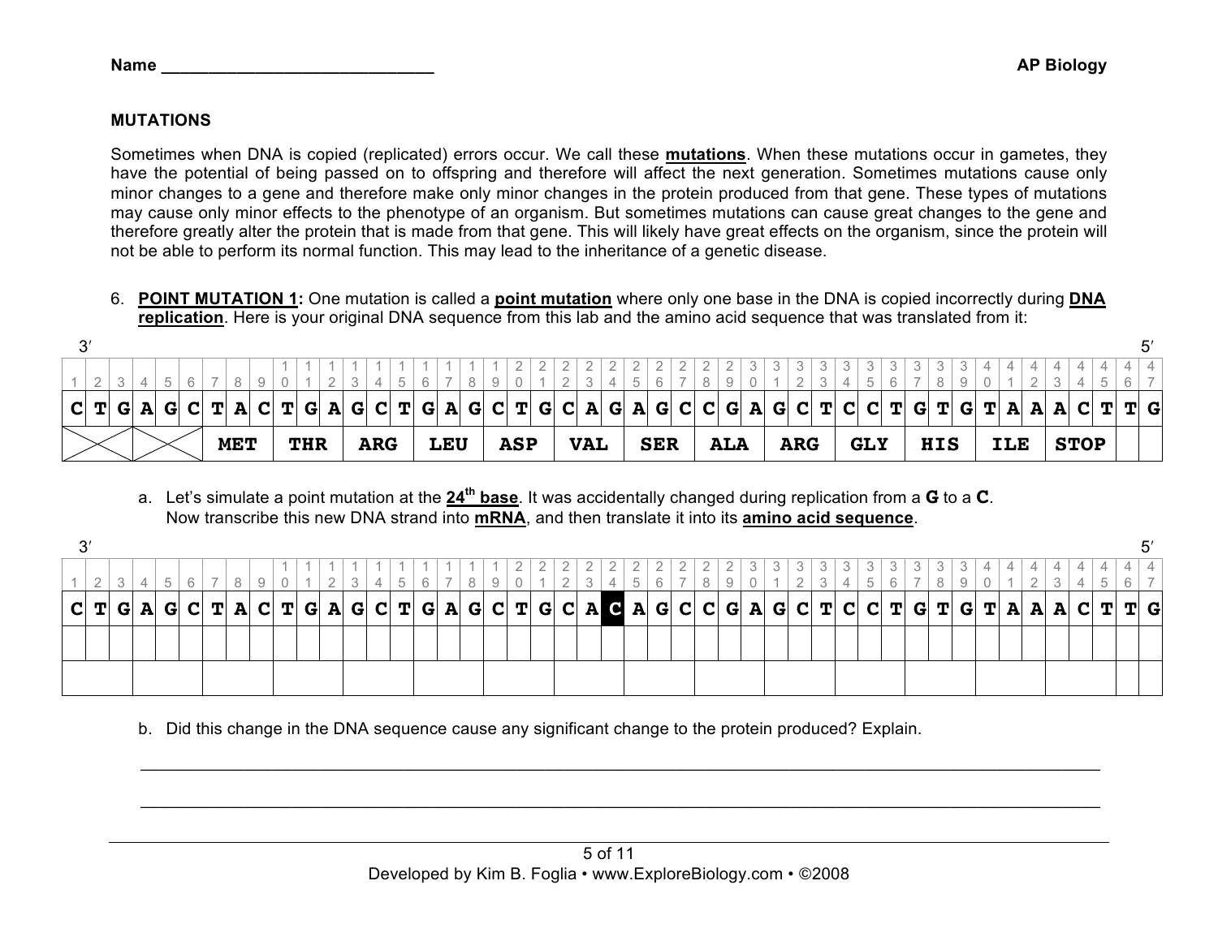## MUTATIONS

Sometimes when DNA is copied (replicated) errors occur. We call these **mutations**. When these mutations occur in gametes, they have the potential of being passed on to offspring and therefore will affect the next generation. Sometimes mutations cause only minor changes to a gene and therefore make only minor changes in the protein produced from that gene. These types of mutations may cause only minor effects to the phenotype of an organism. But sometimes mutations can cause great changes to the gene and therefore greatly alter the protein that is made from that gene. This will likely have great effects on the organism, since the protein will not be able to perform its normal function. This may lead to the inheritance of a genetic disease.

6. **POINT MUTATION 1:** One mutation is called a **point mutation** where only one base in the DNA is copied incorrectly during **DNA replication**. Here is your original DNA sequence from this lab and the amino acid sequence that was translated from it:

3′ ... 5′

| 1 | 2 | 3 | 4 | 5 | 6 | 7 | 8 | 9 | 10 | 11 | 12 | 13 | 14 | 15 | 16 | 17 | 18 | 19 | 20 | 21 | 22 | 23 | 24 | 25 | 26 | 27 | 28 | 29 | 30 | 31 | 32 | 33 | 34 | 35 | 36 | 37 | 38 | 39 | 40 | 41 | 42 | 43 | 44 | 45 | 46 | 47 |
|---|---|---|---|---|---|---|---|---|---|---|---|---|---|---|---|---|---|---|---|---|---|---|---|---|---|---|---|---|---|---|---|---|---|---|---|---|---|---|---|---|---|---|---|---|---|---|
| C | T | G | A | G | C | T | A | C | T | G | A | G | C | T | G | A | G | C | T | G | C | A | G | A | G | C | C | G | A | G | C | T | C | C | T | G | T | G | T | A | A | A | C | T | T | G |
| | | | | | | MET | | | THR | | | ARG | | | LEU | | | ASP | | | VAL | | | SER | | | ALA | | | ARG | | | GLY | | | HIS | | | ILE | | | STOP | | | | |

a. Let's simulate a point mutation at the **24th base**. It was accidentally changed during replication from a **G** to a **C**. Now transcribe this new DNA strand into **mRNA**, and then translate it into its **amino acid sequence**.

3′ ... 5′

| 1 | 2 | 3 | 4 | 5 | 6 | 7 | 8 | 9 | 10 | 11 | 12 | 13 | 14 | 15 | 16 | 17 | 18 | 19 | 20 | 21 | 22 | 23 | 24 | 25 | 26 | 27 | 28 | 29 | 30 | 31 | 32 | 33 | 34 | 35 | 36 | 37 | 38 | 39 | 40 | 41 | 42 | 43 | 44 | 45 | 46 | 47 |
|---|---|---|---|---|---|---|---|---|---|---|---|---|---|---|---|---|---|---|---|---|---|---|---|---|---|---|---|---|---|---|---|---|---|---|---|---|---|---|---|---|---|---|---|---|---|---|
| C | T | G | A | G | C | T | A | C | T | G | A | G | C | T | G | A | G | C | T | G | C | A | **C** | A | G | C | C | G | A | G | C | T | C | C | T | G | T | G | T | A | A | A | C | T | T | G |
| | | | | | | | | | | | | | | | | | | | | | | | | | | | | | | | | | | | | | | | | | | | | | | |
| | | | | | | | | | | | | | | | | | | | | | | | | | | | | | | | | | | | | | | | | | | | | | | |

b. Did this change in the DNA sequence cause any significant change to the protein produced? Explain.

_______________________________________________________________________________

_______________________________________________________________________________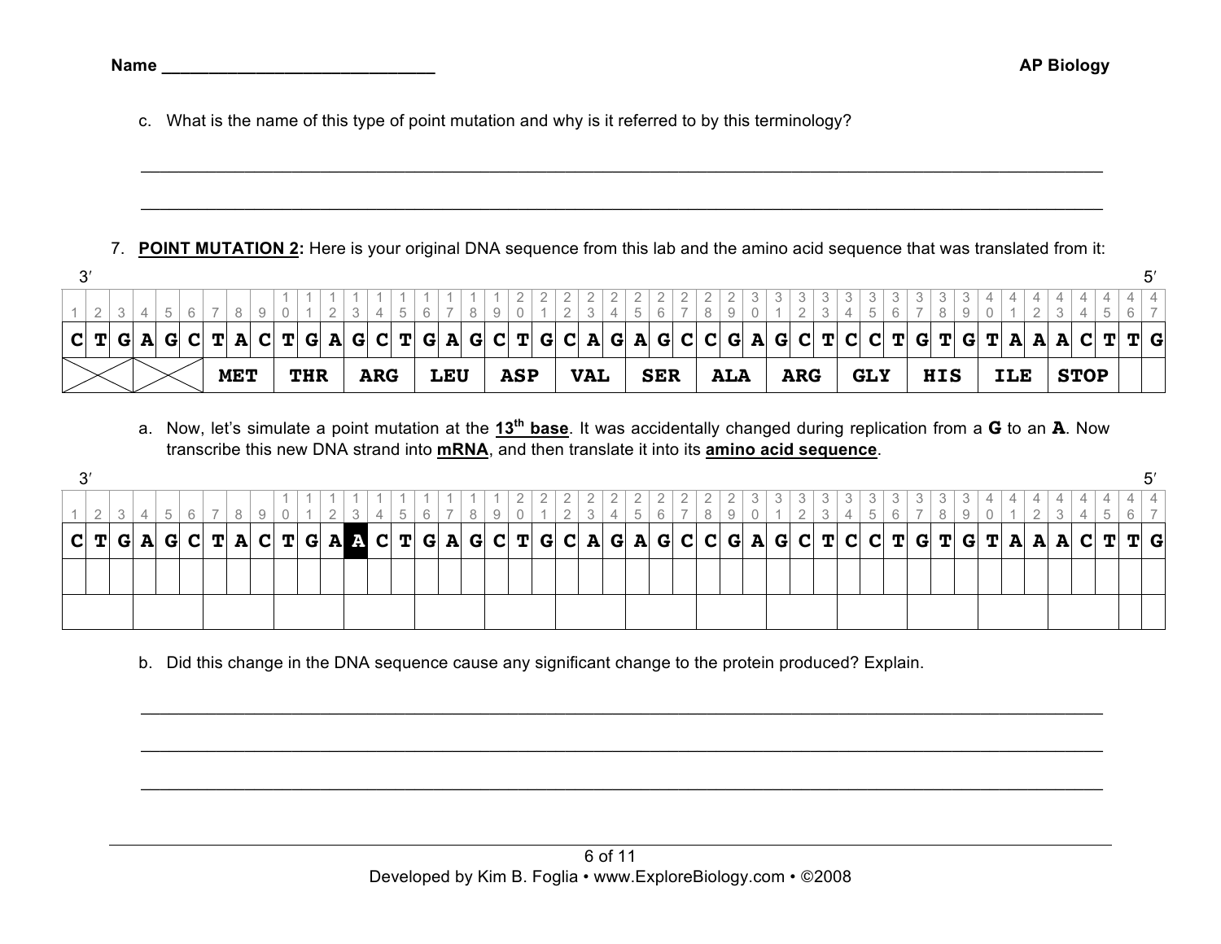c. What is the name of this type of point mutation and why is it referred to by this terminology?

_______________________________________________________________________________________

_______________________________________________________________________________________

7. **<u>POINT MUTATION 2</u>:** Here is your original DNA sequence from this lab and the amino acid sequence that was translated from it:

3′ 5′

| 1 | 2 | 3 | 4 | 5 | 6 | 7 | 8 | 9 | 10 | 11 | 12 | 13 | 14 | 15 | 16 | 17 | 18 | 19 | 20 | 21 | 22 | 23 | 24 | 25 | 26 | 27 | 28 | 29 | 30 | 31 | 32 | 33 | 34 | 35 | 36 | 37 | 38 | 39 | 40 | 41 | 42 | 43 | 44 | 45 | 46 | 47 |
|---|---|---|---|---|---|---|---|---|---|---|---|---|---|---|---|---|---|---|---|---|---|---|---|---|---|---|---|---|---|---|---|---|---|---|---|---|---|---|---|---|---|---|---|---|---|---|
| **C** | **T** | **G** | **A** | **G** | **C** | **T** | **A** | **C** | **T** | **G** | **A** | **G** | **C** | **T** | **G** | **A** | **G** | **C** | **T** | **G** | **C** | **A** | **G** | **A** | **G** | **C** | **C** | **G** | **A** | **G** | **C** | **T** | **C** | **C** | **T** | **G** | **T** | **G** | **T** | **A** | **A** | **A** | **C** | **T** | **T** | **G** |
| X | | | X | | | **MET** | | | **THR** | | | **ARG** | | | **LEU** | | | **ASP** | | | **VAL** | | | **SER** | | | **ALA** | | | **ARG** | | | **GLY** | | | **HIS** | | | **ILE** | | | **STOP** | | | | |

a. Now, let's simulate a point mutation at the **<u>13<sup>th</sup> base</u>**. It was accidentally changed during replication from a **G** to an **A**. Now transcribe this new DNA strand into **<u>mRNA</u>**, and then translate it into its **<u>amino acid sequence</u>**.

3′ 5′

| 1 | 2 | 3 | 4 | 5 | 6 | 7 | 8 | 9 | 10 | 11 | 12 | 13 | 14 | 15 | 16 | 17 | 18 | 19 | 20 | 21 | 22 | 23 | 24 | 25 | 26 | 27 | 28 | 29 | 30 | 31 | 32 | 33 | 34 | 35 | 36 | 37 | 38 | 39 | 40 | 41 | 42 | 43 | 44 | 45 | 46 | 47 |
|---|---|---|---|---|---|---|---|---|---|---|---|---|---|---|---|---|---|---|---|---|---|---|---|---|---|---|---|---|---|---|---|---|---|---|---|---|---|---|---|---|---|---|---|---|---|---|
| **C** | **T** | **G** | **A** | **G** | **C** | **T** | **A** | **C** | **T** | **G** | **A** | **A** | **C** | **T** | **G** | **A** | **G** | **C** | **T** | **G** | **C** | **A** | **G** | **A** | **G** | **C** | **C** | **G** | **A** | **G** | **C** | **T** | **C** | **C** | **T** | **G** | **T** | **G** | **T** | **A** | **A** | **A** | **C** | **T** | **T** | **G** |
| | | | | | | | | | | | | | | | | | | | | | | | | | | | | | | | | | | | | | | | | | | | | | | |
| | | | | | | | | | | | | | | | | | | | | | | | | | | | | | | | | | | | | | | | | | | | | | | |

b. Did this change in the DNA sequence cause any significant change to the protein produced? Explain.

_______________________________________________________________________________________

_______________________________________________________________________________________

_______________________________________________________________________________________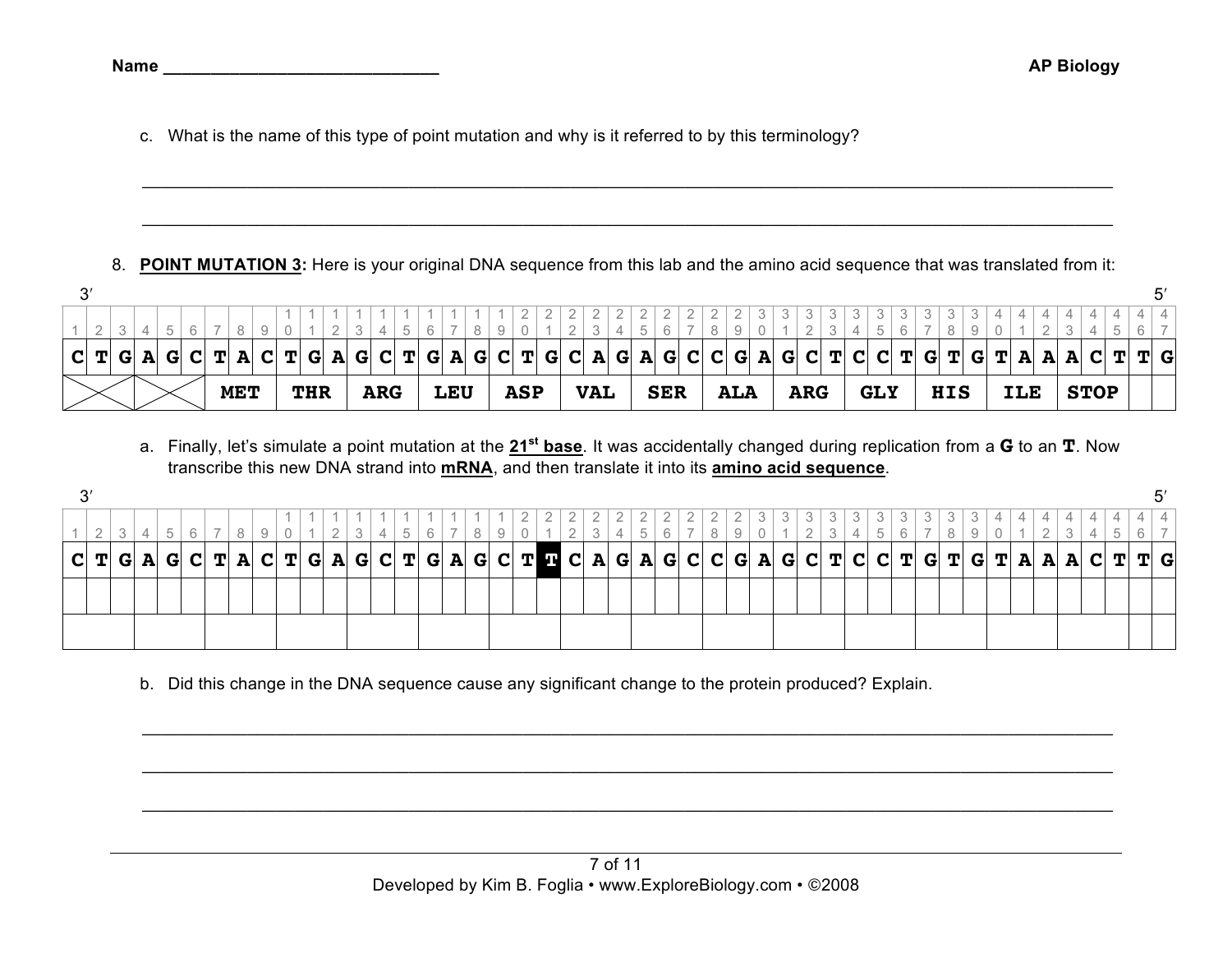c. What is the name of this type of point mutation and why is it referred to by this terminology?

_______________________________________________________________________________________________

_______________________________________________________________________________________________

8. **POINT MUTATION 3:** Here is your original DNA sequence from this lab and the amino acid sequence that was translated from it:

3′ … 5′

| 1 | 2 | 3 | 4 | 5 | 6 | 7 | 8 | 9 | 10 | 11 | 12 | 13 | 14 | 15 | 16 | 17 | 18 | 19 | 20 | 21 | 22 | 23 | 24 | 25 | 26 | 27 | 28 | 29 | 30 | 31 | 32 | 33 | 34 | 35 | 36 | 37 | 38 | 39 | 40 | 41 | 42 | 43 | 44 | 45 | 46 | 47 |
|---|---|---|---|---|---|---|---|---|---|---|---|---|---|---|---|---|---|---|---|---|---|---|---|---|---|---|---|---|---|---|---|---|---|---|---|---|---|---|---|---|---|---|---|---|---|---|
| C | T | G | A | G | C | T | A | C | T | G | A | G | C | T | G | A | G | C | T | G | C | A | G | A | G | C | C | G | A | G | C | T | C | C | T | G | T | G | T | A | A | A | C | T | T | G |
| X | | X | | | MET | | | THR | | | ARG | | | LEU | | | ASP | | | VAL | | | SER | | | ALA | | | ARG | | | GLY | | | HIS | | | ILE | | | STOP | | | | | |

a. Finally, let's simulate a point mutation at the **21st base**. It was accidentally changed during replication from a **G** to an **T**. Now transcribe this new DNA strand into **mRNA**, and then translate it into its **amino acid sequence**.

3′ … 5′

| 1 | 2 | 3 | 4 | 5 | 6 | 7 | 8 | 9 | 10 | 11 | 12 | 13 | 14 | 15 | 16 | 17 | 18 | 19 | 20 | 21 | 22 | 23 | 24 | 25 | 26 | 27 | 28 | 29 | 30 | 31 | 32 | 33 | 34 | 35 | 36 | 37 | 38 | 39 | 40 | 41 | 42 | 43 | 44 | 45 | 46 | 47 |
|---|---|---|---|---|---|---|---|---|---|---|---|---|---|---|---|---|---|---|---|---|---|---|---|---|---|---|---|---|---|---|---|---|---|---|---|---|---|---|---|---|---|---|---|---|---|---|
| C | T | G | A | G | C | T | A | C | T | G | A | G | C | T | G | A | G | C | T | **T** | C | A | G | A | G | C | C | G | A | G | C | T | C | C | T | G | T | G | T | A | A | A | C | T | T | G |
| | | | | | | | | | | | | | | | | | | | | | | | | | | | | | | | | | | | | | | | | | | | | | | |
| | | | | | | | | | | | | | | | | | | | | | | | | | | | | | | | | | | | | | | | | | | | | | | |

b. Did this change in the DNA sequence cause any significant change to the protein produced? Explain.

_______________________________________________________________________________________________

_______________________________________________________________________________________________

_______________________________________________________________________________________________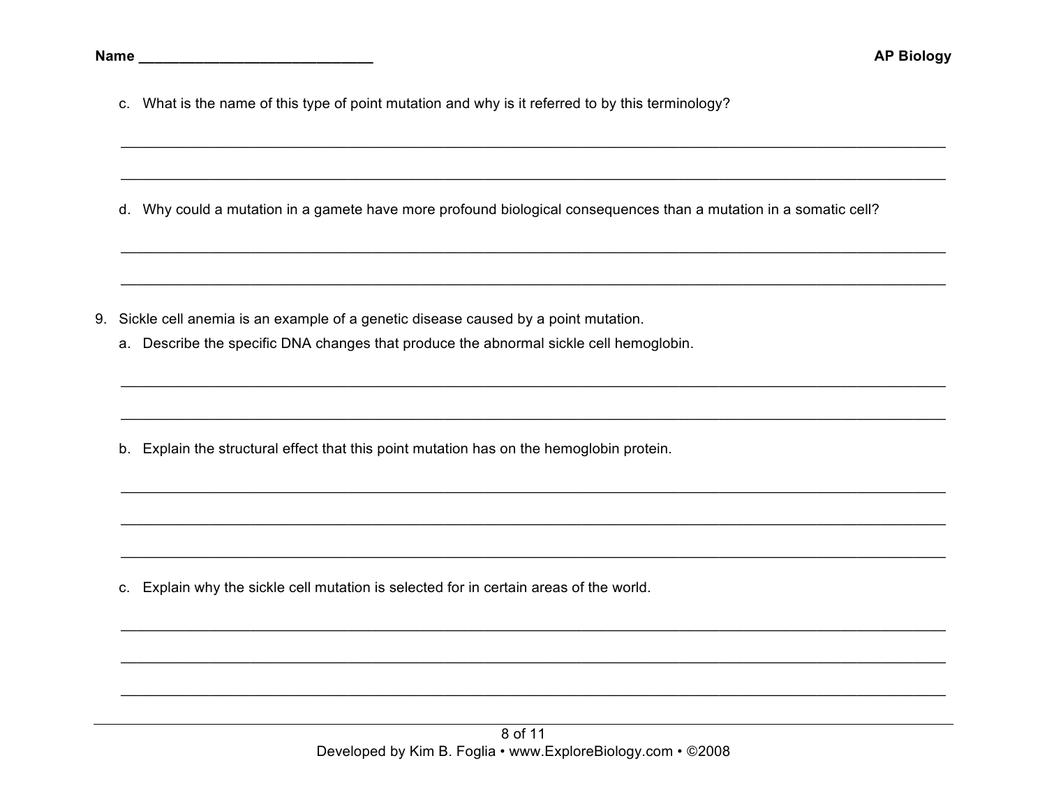c. What is the name of this type of point mutation and why is it referred to by this terminology?

______________________________________________________________________________________

______________________________________________________________________________________

d. Why could a mutation in a gamete have more profound biological consequences than a mutation in a somatic cell?

______________________________________________________________________________________

______________________________________________________________________________________

9. Sickle cell anemia is an example of a genetic disease caused by a point mutation.

   a. Describe the specific DNA changes that produce the abnormal sickle cell hemoglobin.

   ______________________________________________________________________________________

   ______________________________________________________________________________________

   b. Explain the structural effect that this point mutation has on the hemoglobin protein.

   ______________________________________________________________________________________

   ______________________________________________________________________________________

   ______________________________________________________________________________________

   c. Explain why the sickle cell mutation is selected for in certain areas of the world.

   ______________________________________________________________________________________

   ______________________________________________________________________________________

   ______________________________________________________________________________________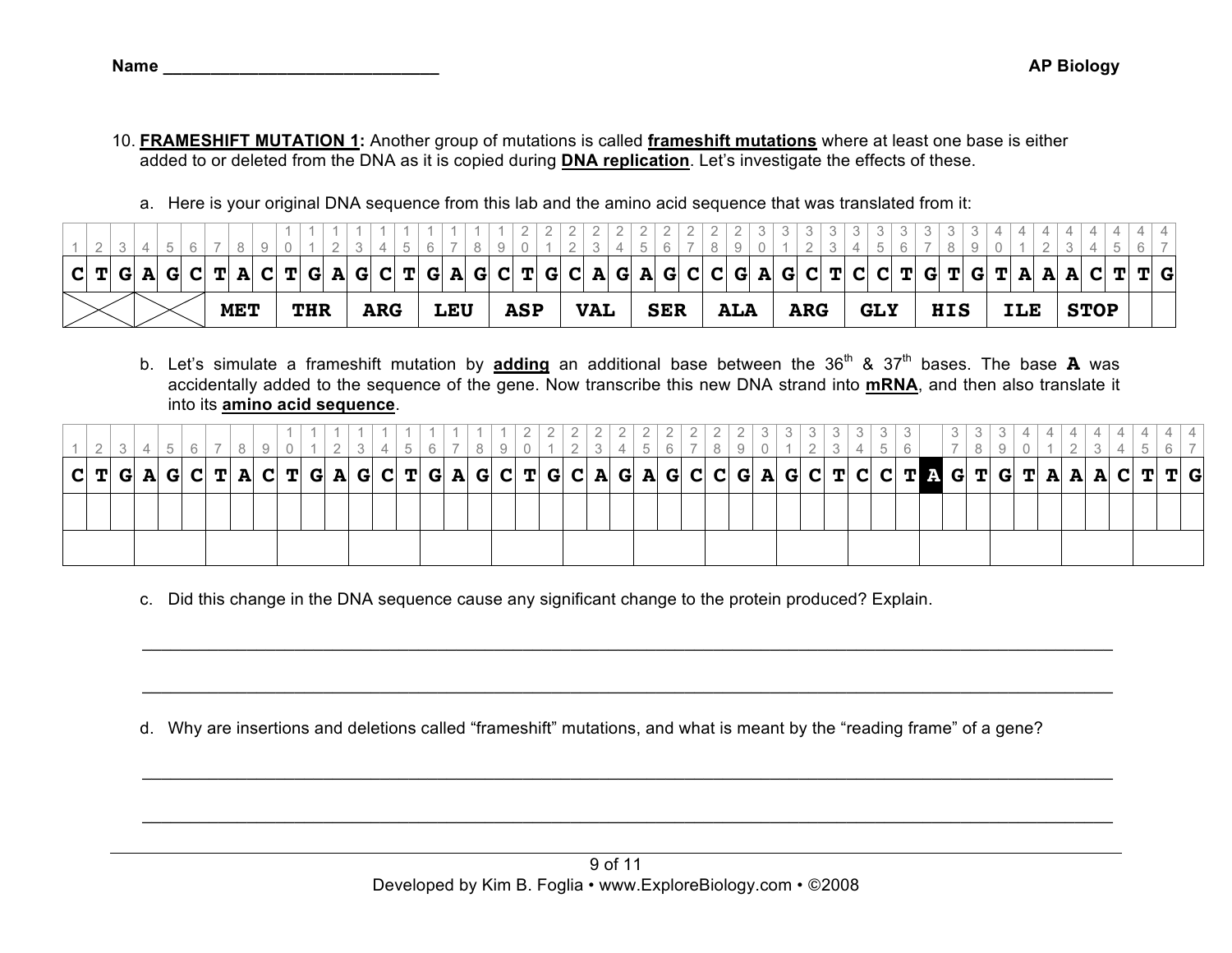Name ______________________________ AP Biology

10. **FRAMESHIFT MUTATION 1:** Another group of mutations is called **frameshift mutations** where at least one base is either added to or deleted from the DNA as it is copied during **DNA replication**. Let's investigate the effects of these.

   a. Here is your original DNA sequence from this lab and the amino acid sequence that was translated from it:

| 1 | 2 | 3 | 4 | 5 | 6 | 7 | 8 | 9 | 10 | 11 | 12 | 13 | 14 | 15 | 16 | 17 | 18 | 19 | 20 | 21 | 22 | 23 | 24 | 25 | 26 | 27 | 28 | 29 | 30 | 31 | 32 | 33 | 34 | 35 | 36 | 37 | 38 | 39 | 40 | 41 | 42 | 43 | 44 | 45 | 46 | 47 |
|---|---|---|---|---|---|---|---|---|---|---|---|---|---|---|---|---|---|---|---|---|---|---|---|---|---|---|---|---|---|---|---|---|---|---|---|---|---|---|---|---|---|---|---|---|---|---|
| **C** | **T** | **G** | **A** | **G** | **C** | **T** | **A** | **C** | **T** | **G** | **A** | **G** | **C** | **T** | **G** | **A** | **G** | **C** | **T** | **G** | **C** | **A** | **G** | **A** | **G** | **C** | **C** | **G** | **A** | **G** | **C** | **T** | **C** | **C** | **T** | **G** | **T** | **G** | **T** | **A** | **A** | **A** | **C** | **T** | **T** | **G** |
| X | | | X | | | **MET** | | | **THR** | | | **ARG** | | | **LEU** | | | **ASP** | | | **VAL** | | | **SER** | | | **ALA** | | | **ARG** | | | **GLY** | | | **HIS** | | | **ILE** | | | **STOP** | | | | |

   b. Let's simulate a frameshift mutation by **adding** an additional base between the 36th & 37th bases. The base **A** was accidentally added to the sequence of the gene. Now transcribe this new DNA strand into **mRNA**, and then also translate it into its **amino acid sequence**.

| 1 | 2 | 3 | 4 | 5 | 6 | 7 | 8 | 9 | 10 | 11 | 12 | 13 | 14 | 15 | 16 | 17 | 18 | 19 | 20 | 21 | 22 | 23 | 24 | 25 | 26 | 27 | 28 | 29 | 30 | 31 | 32 | 33 | 34 | 35 | 36 | | 37 | 38 | 39 | 40 | 41 | 42 | 43 | 44 | 45 | 46 | 47 |
|---|---|---|---|---|---|---|---|---|---|---|---|---|---|---|---|---|---|---|---|---|---|---|---|---|---|---|---|---|---|---|---|---|---|---|---|---|---|---|---|---|---|---|---|---|---|---|---|
| **C** | **T** | **G** | **A** | **G** | **C** | **T** | **A** | **C** | **T** | **G** | **A** | **G** | **C** | **T** | **G** | **A** | **G** | **C** | **T** | **G** | **C** | **A** | **G** | **A** | **G** | **C** | **C** | **G** | **A** | **G** | **C** | **T** | **C** | **C** | **T** | **A** | **G** | **T** | **G** | **T** | **A** | **A** | **A** | **C** | **T** | **T** | **G** |
| | | | | | | | | | | | | | | | | | | | | | | | | | | | | | | | | | | | | | | | | | | | | | | | |
| | | | | | | | | | | | | | | | | | | | | | | | | | | | | | | | | | | | | | | | | | | | | | | | |

   c. Did this change in the DNA sequence cause any significant change to the protein produced? Explain.

   ______________________________________________________________________________

   ______________________________________________________________________________

   d. Why are insertions and deletions called "frameshift" mutations, and what is meant by the "reading frame" of a gene?

   ______________________________________________________________________________

   ______________________________________________________________________________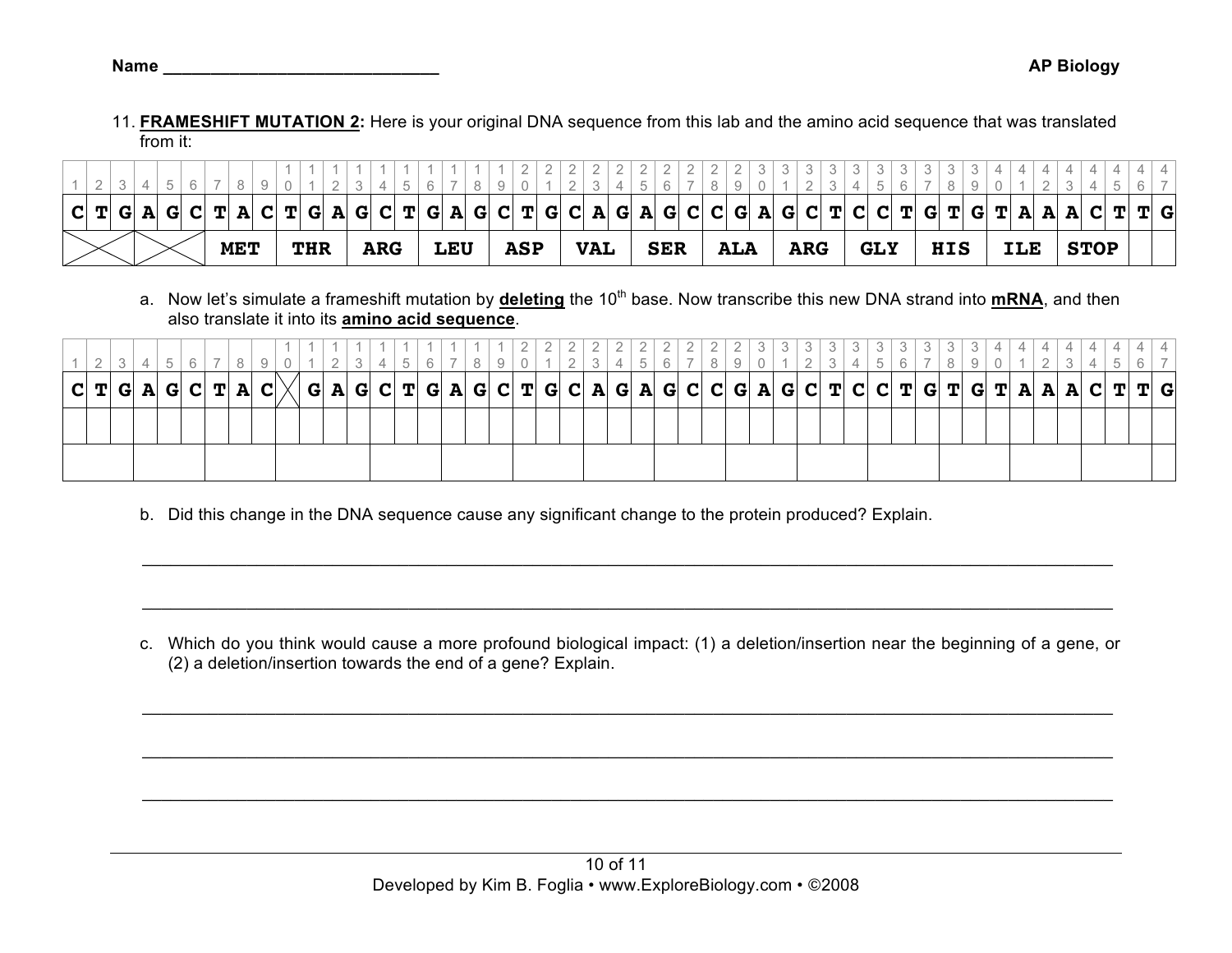Name ______________________________ AP Biology

11. **FRAMESHIFT MUTATION 2:** Here is your original DNA sequence from this lab and the amino acid sequence that was translated from it:

| 1 | 2 | 3 | 4 | 5 | 6 | 7 | 8 | 9 | 10 | 11 | 12 | 13 | 14 | 15 | 16 | 17 | 18 | 19 | 20 | 21 | 22 | 23 | 24 | 25 | 26 | 27 | 28 | 29 | 30 | 31 | 32 | 33 | 34 | 35 | 36 | 37 | 38 | 39 | 40 | 41 | 42 | 43 | 44 | 45 | 46 | 47 |
|---|---|---|---|---|---|---|---|---|---|---|---|---|---|---|---|---|---|---|---|---|---|---|---|---|---|---|---|---|---|---|---|---|---|---|---|---|---|---|---|---|---|---|---|---|---|---|
| **C** | **T** | **G** | **A** | **G** | **C** | **T** | **A** | **C** | **T** | **G** | **A** | **G** | **C** | **T** | **G** | **A** | **G** | **C** | **T** | **G** | **C** | **A** | **G** | **A** | **G** | **C** | **C** | **G** | **A** | **G** | **C** | **T** | **C** | **C** | **T** | **G** | **T** | **G** | **T** | **A** | **A** | **A** | **C** | **T** | **T** | **G** |
| X | | | X | | | **MET** | | | **THR** | | | **ARG** | | | **LEU** | | | **ASP** | | | **VAL** | | | **SER** | | | **ALA** | | | **ARG** | | | **GLY** | | | **HIS** | | | **ILE** | | | **STOP** | | | | |

a. Now let's simulate a frameshift mutation by **deleting** the 10[th] base. Now transcribe this new DNA strand into **mRNA**, and then also translate it into its **amino acid sequence**.

| 1 | 2 | 3 | 4 | 5 | 6 | 7 | 8 | 9 | 10 | 11 | 12 | 13 | 14 | 15 | 16 | 17 | 18 | 19 | 20 | 21 | 22 | 23 | 24 | 25 | 26 | 27 | 28 | 29 | 30 | 31 | 32 | 33 | 34 | 35 | 36 | 37 | 38 | 39 | 40 | 41 | 42 | 43 | 44 | 45 | 46 | 47 |
|---|---|---|---|---|---|---|---|---|---|---|---|---|---|---|---|---|---|---|---|---|---|---|---|---|---|---|---|---|---|---|---|---|---|---|---|---|---|---|---|---|---|---|---|---|---|---|
| **C** | **T** | **G** | **A** | **G** | **C** | **T** | **A** | **C** | X | **G** | **A** | **G** | **C** | **T** | **G** | **A** | **G** | **C** | **T** | **G** | **C** | **A** | **G** | **A** | **G** | **C** | **C** | **G** | **A** | **G** | **C** | **T** | **C** | **C** | **T** | **G** | **T** | **G** | **T** | **A** | **A** | **A** | **C** | **T** | **T** | **G** |
| | | | | | | | | | | | | | | | | | | | | | | | | | | | | | | | | | | | | | | | | | | | | | | |
| | | | | | | | | | | | | | | | | | | | | | | | | | | | | | | | | | | | | | | | | | | | | | | |

b. Did this change in the DNA sequence cause any significant change to the protein produced? Explain.

_______________________________________________________________________________

_______________________________________________________________________________

c. Which do you think would cause a more profound biological impact: (1) a deletion/insertion near the beginning of a gene, or (2) a deletion/insertion towards the end of a gene? Explain.

_______________________________________________________________________________

_______________________________________________________________________________

_______________________________________________________________________________

Developed by Kim B. Foglia • www.ExploreBiology.com • ©2008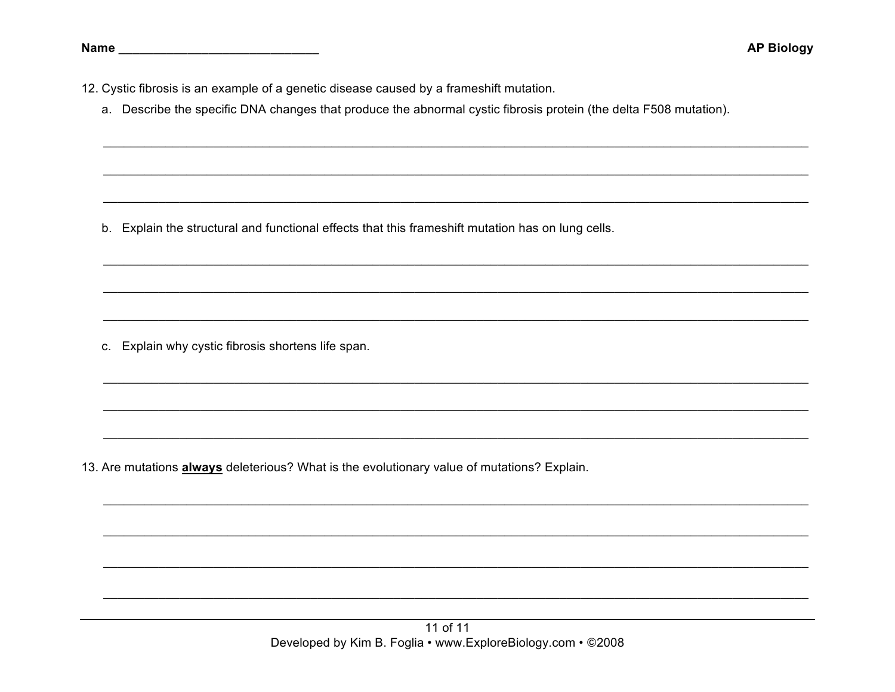Name ______________________________ **AP Biology**

12. Cystic fibrosis is an example of a genetic disease caused by a frameshift mutation.

   a. Describe the specific DNA changes that produce the abnormal cystic fibrosis protein (the delta F508 mutation).

   ______________________________________________________________________________

   ______________________________________________________________________________

   ______________________________________________________________________________

   b. Explain the structural and functional effects that this frameshift mutation has on lung cells.

   ______________________________________________________________________________

   ______________________________________________________________________________

   ______________________________________________________________________________

   c. Explain why cystic fibrosis shortens life span.

   ______________________________________________________________________________

   ______________________________________________________________________________

   ______________________________________________________________________________

13. Are mutations **always** deleterious? What is the evolutionary value of mutations? Explain.

   ______________________________________________________________________________

   ______________________________________________________________________________

   ______________________________________________________________________________

   ______________________________________________________________________________

Developed by Kim B. Foglia • www.ExploreBiology.com • ©2008